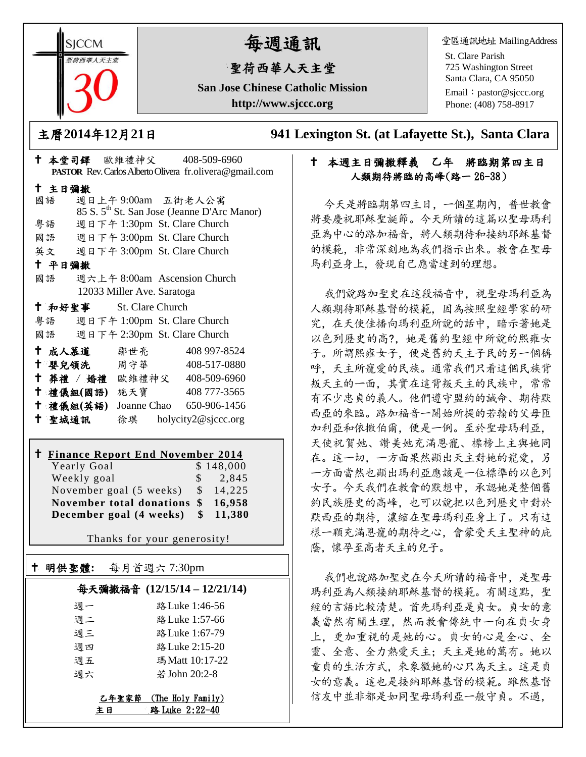SJCCM 聖荷西華人天主堂 30

# 每週通訊

## 聖荷西華人天主堂

**San Jose Chinese Catholic Mission**

**http://www.sjccc.org**

堂區通訊地址 MailingAddress
St. Clare Parish
725 Washington Street
Santa Clara, CA 95050
Email：pastor@sjccc.org
Phone: (408) 758-8917

**主曆2014年12月21日**　　**941 Lexington St. (at Lafayette St.), Santa Clara**

✝ **本堂司鐸**　歐維禮神父　408-509-6960
**PASTOR** Rev. Carlos Alberto Olivera fr.olivera@gmail.com

✝ **主日彌撒**

國語　週日上午 9:00am　五街老人公寓
85 S. 5th St. San Jose (Jeanne D'Arc Manor)
粵語　週日下午 1:30pm St. Clare Church
國語　週日下午 3:00pm St. Clare Church
英文　週日下午 3:00pm St. Clare Church

✝ **平日彌撒**

國語　週六上午 8:00am Ascension Church
12033 Miller Ave. Saratoga

✝ **和好聖事**　St. Clare Church

粵語　週日下午 1:00pm St. Clare Church
國語　週日下午 2:30pm St. Clare Church

✝ **成人慕道**　鄒世亮　408 997-8524
✝ **嬰兒領洗**　周守華　408-517-0880
✝ **葬禮 / 婚禮**　歐維禮神父　408-509-6960
✝ **禮儀組(國語)**　施天寶　408 777-3565
✝ **禮儀組(英語)**　Joanne Chao　650-906-1456
✝ **聖城通訊**　徐琪　holycity2@sjccc.org

✝ **Finance Report End November 2014**

| | |
|---|---|
| Yearly Goal | $ 148,000 |
| Weekly goal | $ 2,845 |
| November goal (5 weeks) | $ 14,225 |
| **November total donations** | **$ 16,958** |
| **December goal (4 weeks)** | **$ 11,380** |

Thanks for your generosity!

✝ **明供聖體:**　每月首週六 7:30pm

**每天彌撒福音 (12/15/14 – 12/21/14)**

| | |
|---|---|
| 週一 | 路Luke 1:46-56 |
| 週二 | 路Luke 1:57-66 |
| 週三 | 路Luke 1:67-79 |
| 週四 | 路Luke 2:15-20 |
| 週五 | 瑪Matt 10:17-22 |
| 週六 | 若John 20:2-8 |

乙年聖家節　(The Holy Family)
主日　路Luke 2:22-40

✝ **本週主日彌撒釋義　乙年　將臨期第四主日**
**人類期待將臨的高峰(路一 26-38)**

今天是將臨期第四主日，一個星期內，普世教會將要慶祝耶穌聖誕節。今天所讀的這篇以聖母瑪利亞為中心的路加福音，將人類期待和接納耶穌基督的模範，非常深刻地為我們指示出來。教會在聖母馬利亞身上，發現自己應當達到的理想。

我們說路加聖史在這段福音中，視聖母瑪利亞為人類期待耶穌基督的模範，因為按照聖經學家的研究，在天使佳播向瑪利亞所說的話中，暗示著她是以色列歷史的高?，她是舊約聖經中所說的熙雍女子。所謂熙雍女子，便是舊約天主子民的另一個稱呼，天主所寵愛的民族。通常我們只看這個民族背叛天主的一面，其實在這背叛天主的民族中，常常有不少忠貞的義人。他們遵守盟約的誡命、期待默西亞的來臨。路加福音一開始所提的若翰的父母匝加利亞和依撒伯爾，便是一例。至於聖母瑪利亞，天使祝賀她、讚美她充滿恩寵、標榜上主與她同在。這一切，一方面果然顯出天主對她的寵愛，另一方面當然也顯出瑪利亞應該是一位標準的以色列女子。今天我們在教會的默想中，承認她是整個舊約民族歷史的高峰，也可以說把以色列歷史中對於默西亞的期待，濃縮在聖母瑪利亞身上了。只有這樣一顆充滿恩寵的期待之心，會蒙受天主聖神的庇蔭，懷孕至高者天主的兒子。

我們也說路加聖史在今天所讀的福音中，是聖母瑪利亞為人類接納耶穌基督的模範。有關這點，聖經的言語比較清楚。首先瑪利亞是貞女。貞女的意義當然有關生理，然而教會傳統中一向在貞女身上，更加重視的是她的心。貞女的心是全心、全靈、全意、全力熱愛天主；天主是她的萬有。她以童貞的生活方式，來象徵她的心只為天主。這是貞女的意義。這也是接納耶穌基督的模範。雖然基督信友中並非都是如同聖母瑪利亞一般守貞。不過，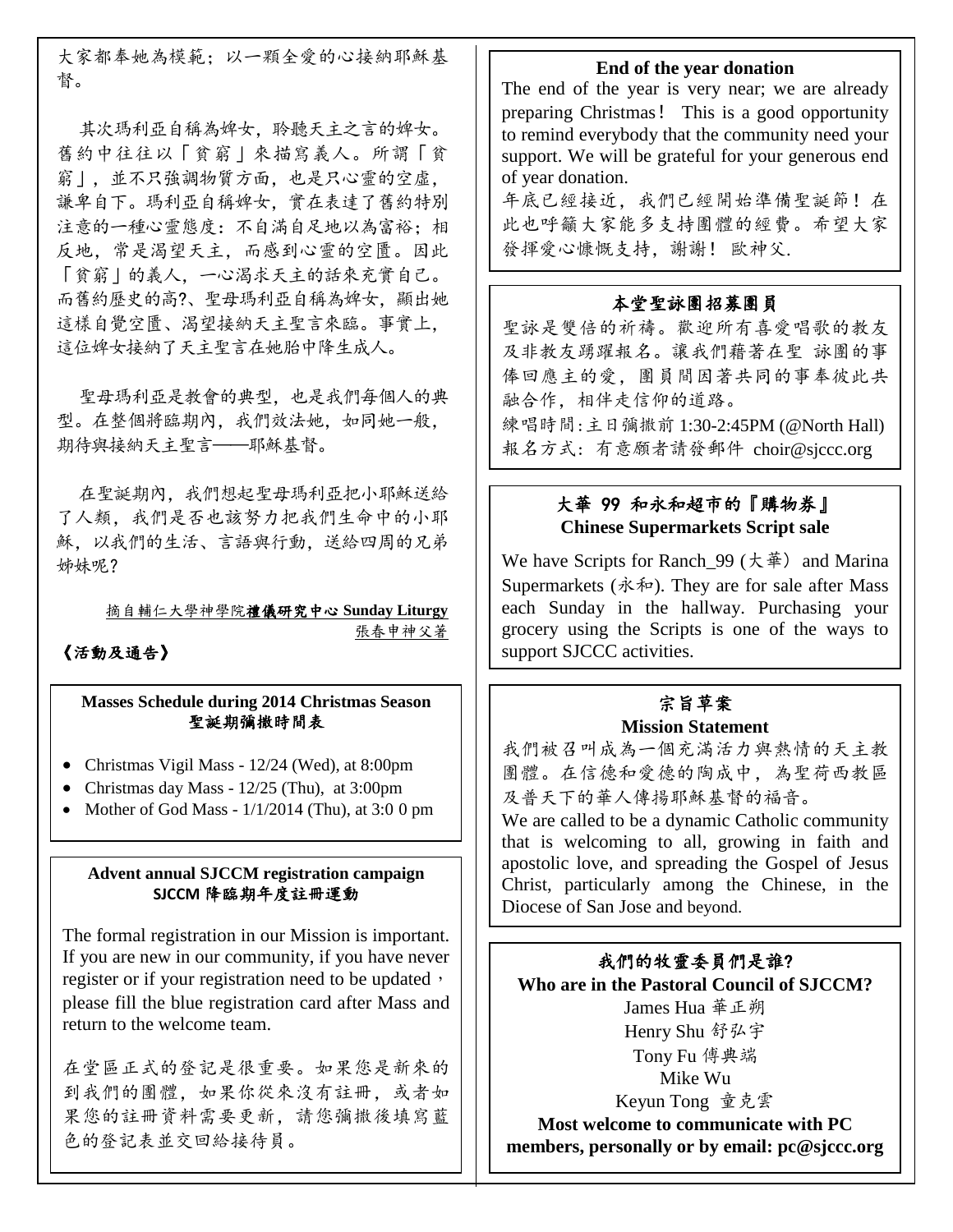大家都奉她為模範；以一顆全愛的心接納耶穌基督。

其次瑪利亞自稱為婢女，聆聽天主之言的婢女。舊約中往往以「貧窮」來描寫義人。所謂「貧窮」，並不只強調物質方面，也是只心靈的空虛，謙卑自下。瑪利亞自稱婢女，實在表達了舊約特別注意的一種心靈態度：不自滿自足地以為富裕；相反地，常是渴望天主，而感到心靈的空匱。因此「貧窮」的義人，一心渴求天主的話來充實自己。而舊約歷史的高?、聖母瑪利亞自稱為婢女，顯出她這樣自覺空匱、渴望接納天主聖言來臨。事實上，這位婢女接納了天主聖言在她胎中降生成人。

聖母瑪利亞是教會的典型，也是我們每個人的典型。在整個將臨期內，我們效法她，如同她一般，期待與接納天主聖言——耶穌基督。

在聖誕期內，我們想起聖母瑪利亞把小耶穌送給了人類，我們是否也該努力把我們生命中的小耶穌，以我們的生活、言語與行動，送給四周的兄弟姊妹呢?

摘自輔仁大學神學院**禮儀研究中心 Sunday Liturgy**
張春申神父著

**《活動及通告》**

### Masses Schedule during 2014 Christmas Season
### 聖誕期彌撒時間表

- Christmas Vigil Mass - 12/24 (Wed), at 8:00pm
- Christmas day Mass - 12/25 (Thu), at 3:00pm
- Mother of God Mass - 1/1/2014 (Thu), at 3:0 0 pm

### Advent annual SJCCM registration campaign
### SJCCM 降臨期年度註冊運動

The formal registration in our Mission is important. If you are new in our community, if you have never register or if your registration need to be updated，please fill the blue registration card after Mass and return to the welcome team.

在堂區正式的登記是很重要。如果您是新來的到我們的團體，如果你從來沒有註冊，或者如果您的註冊資料需要更新，請您彌撒後填寫藍色的登記表並交回給接待員。

### End of the year donation

The end of the year is very near; we are already preparing Christmas！ This is a good opportunity to remind everybody that the community need your support. We will be grateful for your generous end of year donation.

年底已經接近，我們已經開始準備聖誕節！在此也呼籲大家能多支持團體的經費。希望大家發揮愛心慷慨支持，謝謝！ 歐神父.

### 本堂聖詠團招募團員

聖詠是雙倍的祈禱。歡迎所有喜愛唱歌的教友及非教友踴躍報名。讓我們藉著在聖 詠團的事倴回應主的愛，團員間因著共同的事奉彼此共融合作，相伴走信仰的道路。

練唱時間:主日彌撒前 1:30-2:45PM (@North Hall)
報名方式：有意願者請發郵件 choir@sjccc.org

### 大華 99 和永和超市的『購物券』
### Chinese Supermarkets Script sale

We have Scripts for Ranch_99 (大華） and Marina Supermarkets (永和). They are for sale after Mass each Sunday in the hallway. Purchasing your grocery using the Scripts is one of the ways to support SJCCC activities.

### 宗旨草案
### Mission Statement

我們被召叫成為一個充滿活力與熱情的天主教團體。在信德和愛德的陶成中，為聖荷西教區及普天下的華人傳揚耶穌基督的福音。

We are called to be a dynamic Catholic community that is welcoming to all, growing in faith and apostolic love, and spreading the Gospel of Jesus Christ, particularly among the Chinese, in the Diocese of San Jose and beyond.

### 我們的牧靈委員們是誰?
### Who are in the Pastoral Council of SJCCM?

James Hua 華正朔
Henry Shu 舒弘宇
Tony Fu 傅典端
Mike Wu
Keyun Tong 童克雲

**Most welcome to communicate with PC members, personally or by email: pc@sjccc.org**